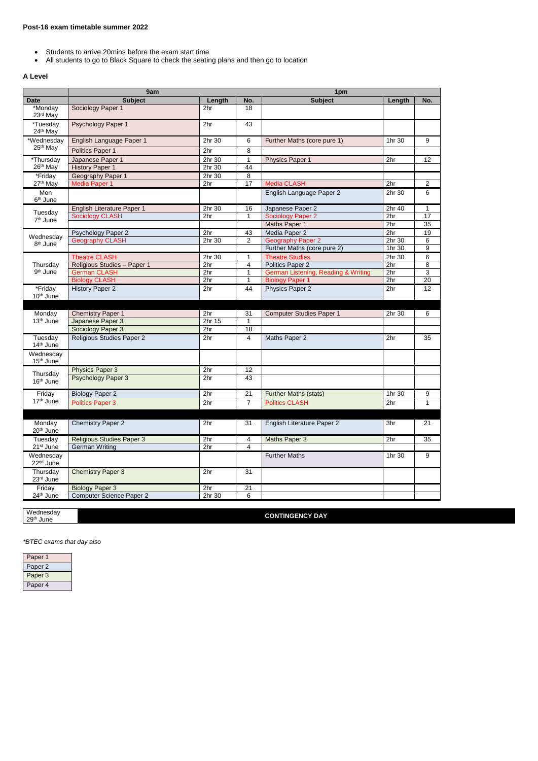**Post-16 exam timetable summer 2022**

- Students to arrive 20mins before the exam start time
- All students to go to Black Square to check the seating plans and then go to location

**A Level**

| | 9am | | | 1pm | | |
|---|---|---|---|---|---|---|
| **Date** | **Subject** | **Length** | **No.** | **Subject** | **Length** | **No.** |
| *Monday 23rd May | Sociology Paper 1 | 2hr | 18 | | | |
| *Tuesday 24th May | Psychology Paper 1 | 2hr | 43 | | | |
| *Wednesday 25th May | English Language Paper 1 | 2hr 30 | 6 | Further Maths (core pure 1) | 1hr 30 | 9 |
| | Politics Paper 1 | 2hr | 8 | | | |
| *Thursday 26th May | Japanese Paper 1 | 2hr 30 | 1 | Physics Paper 1 | 2hr | 12 |
| | History Paper 1 | 2hr 30 | 44 | | | |
| *Friday 27th May | Geography Paper 1 | 2hr 30 | 8 | | | |
| | Media Paper 1 | 2hr | 17 | Media CLASH | 2hr | 2 |
| Mon 6th June | | | | English Language Paper 2 | 2hr 30 | 6 |
| Tuesday 7th June | English Literature Paper 1 | 2hr 30 | 16 | Japanese Paper 2 | 2hr 40 | 1 |
| | Sociology CLASH | 2hr | 1 | Sociology Paper 2 | 2hr | 17 |
| | | | | Maths Paper 1 | 2hr | 35 |
| Wednesday 8th June | Psychology Paper 2 | 2hr | 43 | Media Paper 2 | 2hr | 19 |
| | Geography CLASH | 2hr 30 | 2 | Geography Paper 2 | 2hr 30 | 6 |
| | | | | Further Maths (core pure 2) | 1hr 30 | 9 |
| Thursday 9th June | Theatre CLASH | 2hr 30 | 1 | Theatre Studies | 2hr 30 | 6 |
| | Religious Studies – Paper 1 | 2hr | 4 | Politics Paper 2 | 2hr | 8 |
| | German CLASH | 2hr | 1 | German Listening, Reading & Writing | 2hr | 3 |
| | Biology CLASH | 2hr | 1 | Biology Paper 1 | 2hr | 20 |
| *Friday 10th June | History Paper 2 | 2hr | 44 | Physics Paper 2 | 2hr | 12 |
| | | | | | | |
| Monday 13th June | Chemistry Paper 1 | 2hr | 31 | Computer Studies Paper 1 | 2hr 30 | 6 |
| | Japanese Paper 3 | 2hr 15 | 1 | | | |
| | Sociology Paper 3 | 2hr | 18 | | | |
| Tuesday 14th June | Religious Studies Paper 2 | 2hr | 4 | Maths Paper 2 | 2hr | 35 |
| Wednesday 15th June | | | | | | |
| Thursday 16th June | Physics Paper 3 | 2hr | 12 | | | |
| | Psychology Paper 3 | 2hr | 43 | | | |
| Friday 17th June | Biology Paper 2 | 2hr | 21 | Further Maths (stats) | 1hr 30 | 9 |
| | Politics Paper 3 | 2hr | 7 | Politics CLASH | 2hr | 1 |
| | | | | | | |
| Monday 20th June | Chemistry Paper 2 | 2hr | 31 | English Literature Paper 2 | 3hr | 21 |
| Tuesday 21st June | Religious Studies Paper 3 | 2hr | 4 | Maths Paper 3 | 2hr | 35 |
| | German Writing | 2hr | 4 | | | |
| Wednesday 22nd June | | | | Further Maths | 1hr 30 | 9 |
| Thursday 23rd June | Chemistry Paper 3 | 2hr | 31 | | | |
| Friday 24th June | Biology Paper 3 | 2hr | 21 | | | |
| | Computer Science Paper 2 | 2hr 30 | 6 | | | |

| Wednesday 29th June | CONTINGENCY DAY |
|---|---|

*BTEC exams that day also

| |
|---|
| Paper 1 |
| Paper 2 |
| Paper 3 |
| Paper 4 |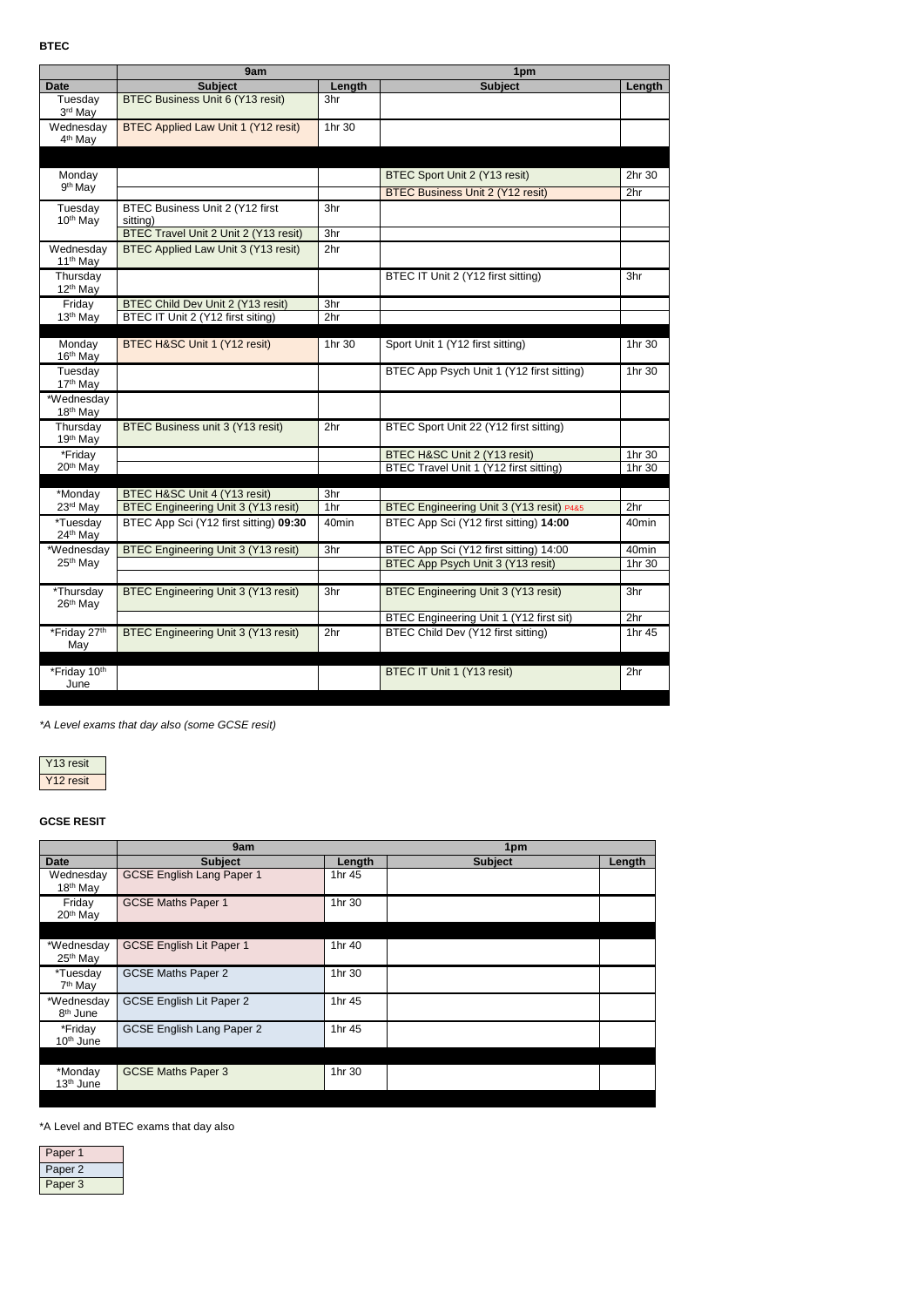**BTEC**

| | 9am | | 1pm | |
|---|---|---|---|---|
| **Date** | **Subject** | **Length** | **Subject** | **Length** |
| Tuesday 3rd May | BTEC Business Unit 6 (Y13 resit) | 3hr | | |
| Wednesday 4th May | BTEC Applied Law Unit 1 (Y12 resit) | 1hr 30 | | |
| | | | | |
| Monday 9th May | | | BTEC Sport Unit 2 (Y13 resit) | 2hr 30 |
| | | | BTEC Business Unit 2 (Y12 resit) | 2hr |
| Tuesday 10th May | BTEC Business Unit 2 (Y12 first sitting) | 3hr | | |
| | BTEC Travel Unit 2 Unit 2 (Y13 resit) | 3hr | | |
| Wednesday 11th May | BTEC Applied Law Unit 3 (Y13 resit) | 2hr | | |
| Thursday 12th May | | | BTEC IT Unit 2 (Y12 first sitting) | 3hr |
| Friday 13th May | BTEC Child Dev Unit 2 (Y13 resit) | 3hr | | |
| | BTEC IT Unit 2 (Y12 first siting) | 2hr | | |
| | | | | |
| Monday 16th May | BTEC H&SC Unit 1 (Y12 resit) | 1hr 30 | Sport Unit 1 (Y12 first sitting) | 1hr 30 |
| Tuesday 17th May | | | BTEC App Psych Unit 1 (Y12 first sitting) | 1hr 30 |
| *Wednesday 18th May | | | | |
| Thursday 19th May | BTEC Business unit 3 (Y13 resit) | 2hr | BTEC Sport Unit 22 (Y12 first sitting) | |
| *Friday 20th May | | | BTEC H&SC Unit 2 (Y13 resit) | 1hr 30 |
| | | | BTEC Travel Unit 1 (Y12 first sitting) | 1hr 30 |
| | | | | |
| *Monday 23rd May | BTEC H&SC Unit 4 (Y13 resit) | 3hr | | |
| | BTEC Engineering Unit 3 (Y13 resit) | 1hr | BTEC Engineering Unit 3 (Y13 resit) P4&5 | 2hr |
| *Tuesday 24th May | BTEC App Sci (Y12 first sitting) **09:30** | 40min | BTEC App Sci (Y12 first sitting) **14:00** | 40min |
| *Wednesday 25th May | BTEC Engineering Unit 3 (Y13 resit) | 3hr | BTEC App Sci (Y12 first sitting) 14:00 | 40min |
| | | | BTEC App Psych Unit 3 (Y13 resit) | 1hr 30 |
| | | | | |
| *Thursday 26th May | BTEC Engineering Unit 3 (Y13 resit) | 3hr | BTEC Engineering Unit 3 (Y13 resit) | 3hr |
| | | | BTEC Engineering Unit 1 (Y12 first sit) | 2hr |
| *Friday 27th May | BTEC Engineering Unit 3 (Y13 resit) | 2hr | BTEC Child Dev (Y12 first sitting) | 1hr 45 |
| | | | | |
| *Friday 10th June | | | BTEC IT Unit 1 (Y13 resit) | 2hr |

*\*A Level exams that day also (some GCSE resit)*

| |
|---|
| Y13 resit |
| Y12 resit |

**GCSE RESIT**

| | 9am | | 1pm | |
|---|---|---|---|---|
| **Date** | **Subject** | **Length** | **Subject** | **Length** |
| Wednesday 18th May | GCSE English Lang Paper 1 | 1hr 45 | | |
| Friday 20th May | GCSE Maths Paper 1 | 1hr 30 | | |
| | | | | |
| *Wednesday 25th May | GCSE English Lit Paper 1 | 1hr 40 | | |
| *Tuesday 7th May | GCSE Maths Paper 2 | 1hr 30 | | |
| *Wednesday 8th June | GCSE English Lit Paper 2 | 1hr 45 | | |
| *Friday 10th June | GCSE English Lang Paper 2 | 1hr 45 | | |
| | | | | |
| *Monday 13th June | GCSE Maths Paper 3 | 1hr 30 | | |

*A Level and BTEC exams that day also

| |
|---|
| Paper 1 |
| Paper 2 |
| Paper 3 |